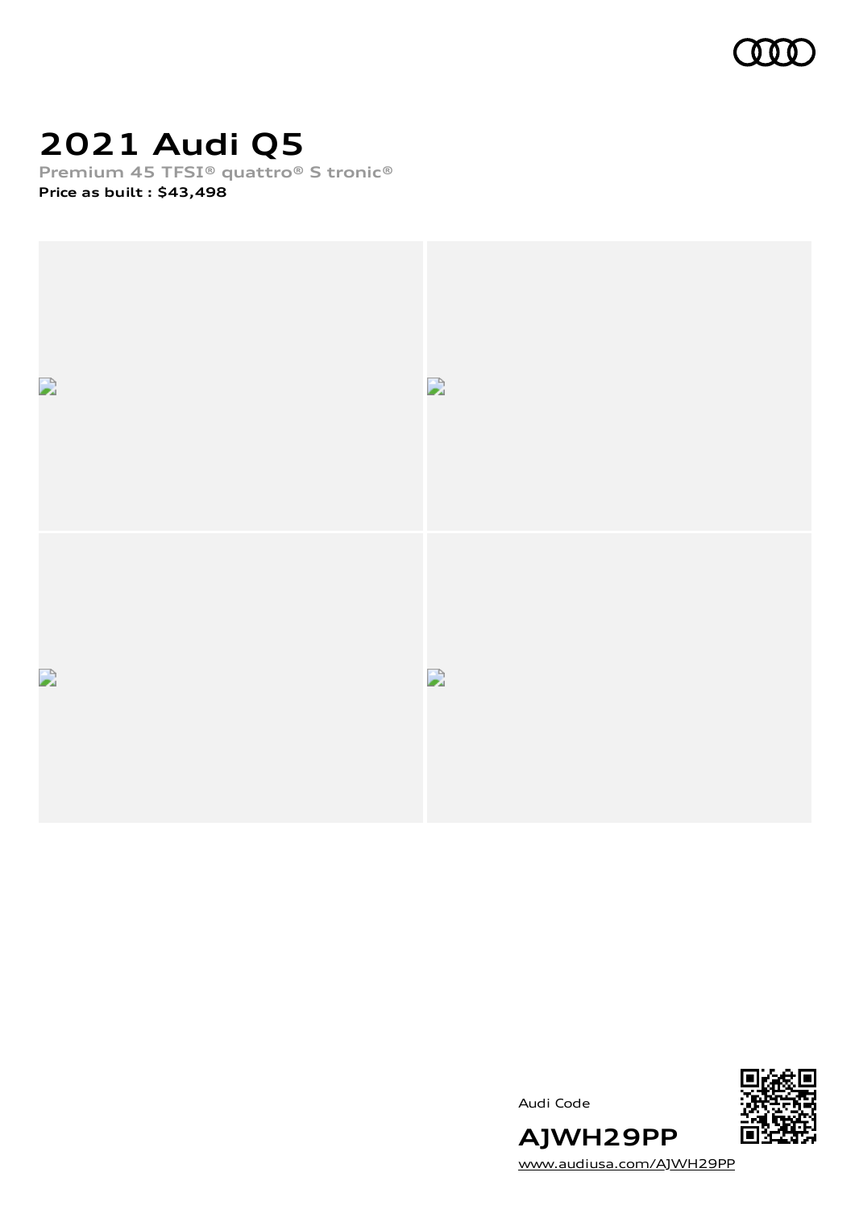# 2021 Audi Q5

Premium 45 TFSI® quattro® S tronic®

**Price as built : $43,498**

Audi Code

**AJWH29PP**

www.audiusa.com/AJWH29PP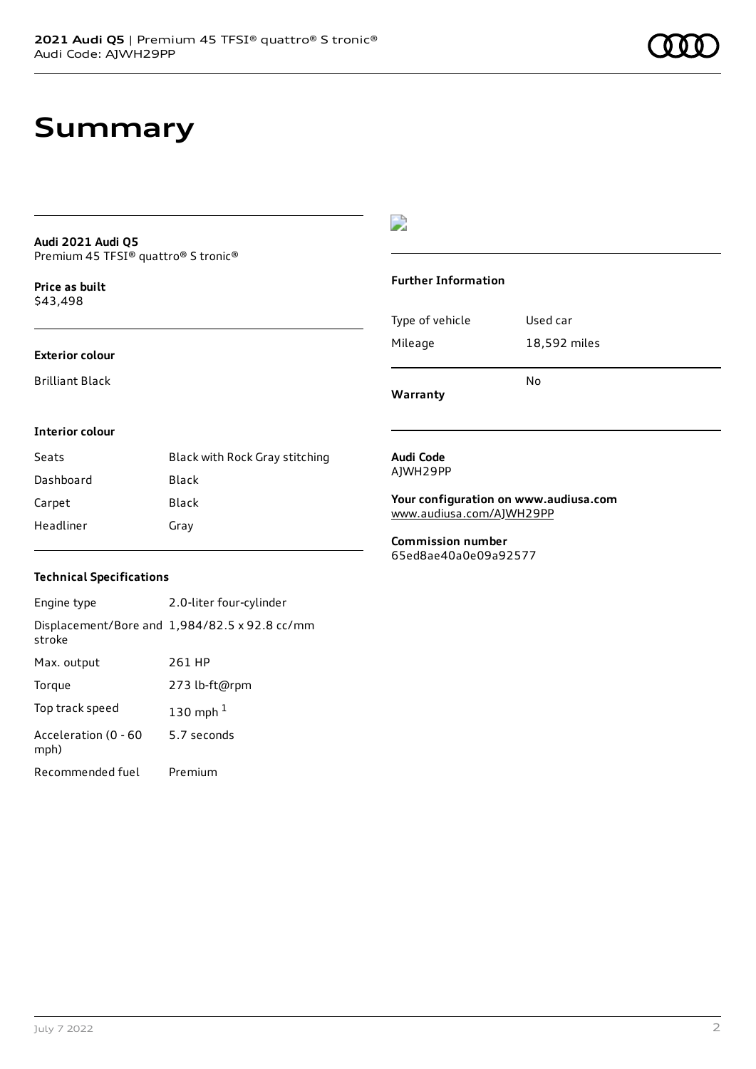# Summary

**Audi 2021 Audi Q5**
Premium 45 TFSI® quattro® S tronic®

**Price as built**
$43,498

**Exterior colour**

Brilliant Black

**Interior colour**

| | |
|---|---|
| Seats | Black with Rock Gray stitching |
| Dashboard | Black |
| Carpet | Black |
| Headliner | Gray |

**Technical Specifications**

| | |
|---|---|
| Engine type | 2.0-liter four-cylinder |
| Displacement/Bore and stroke | 1,984/82.5 x 92.8 cc/mm |
| Max. output | 261 HP |
| Torque | 273 lb-ft@rpm |
| Top track speed | 130 mph [1] |
| Acceleration (0 - 60 mph) | 5.7 seconds |
| Recommended fuel | Premium |

**Further Information**

| | |
|---|---|
| Type of vehicle | Used car |
| Mileage | 18,592 miles |
| **Warranty** | No |

**Audi Code**
AJWH29PP

**Your configuration on www.audiusa.com**
www.audiusa.com/AJWH29PP

**Commission number**
65ed8ae40a0e09a92577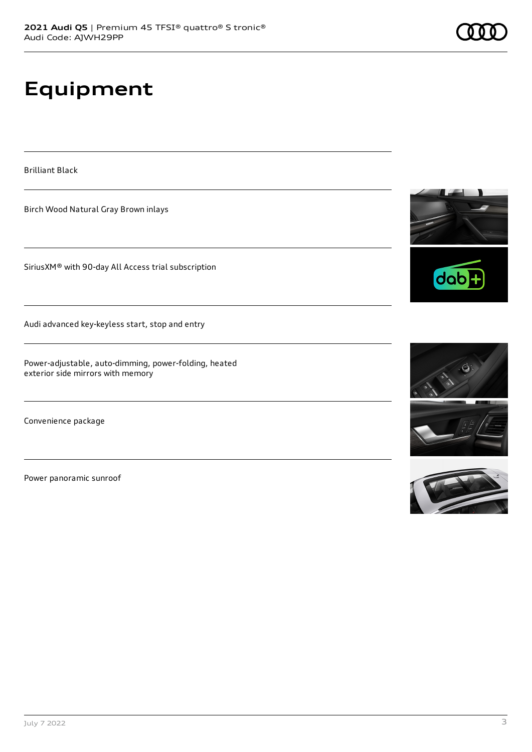# Equipment

Brilliant Black

Birch Wood Natural Gray Brown inlays

SiriusXM® with 90-day All Access trial subscription

Audi advanced key-keyless start, stop and entry

Power-adjustable, auto-dimming, power-folding, heated exterior side mirrors with memory

Convenience package

Power panoramic sunroof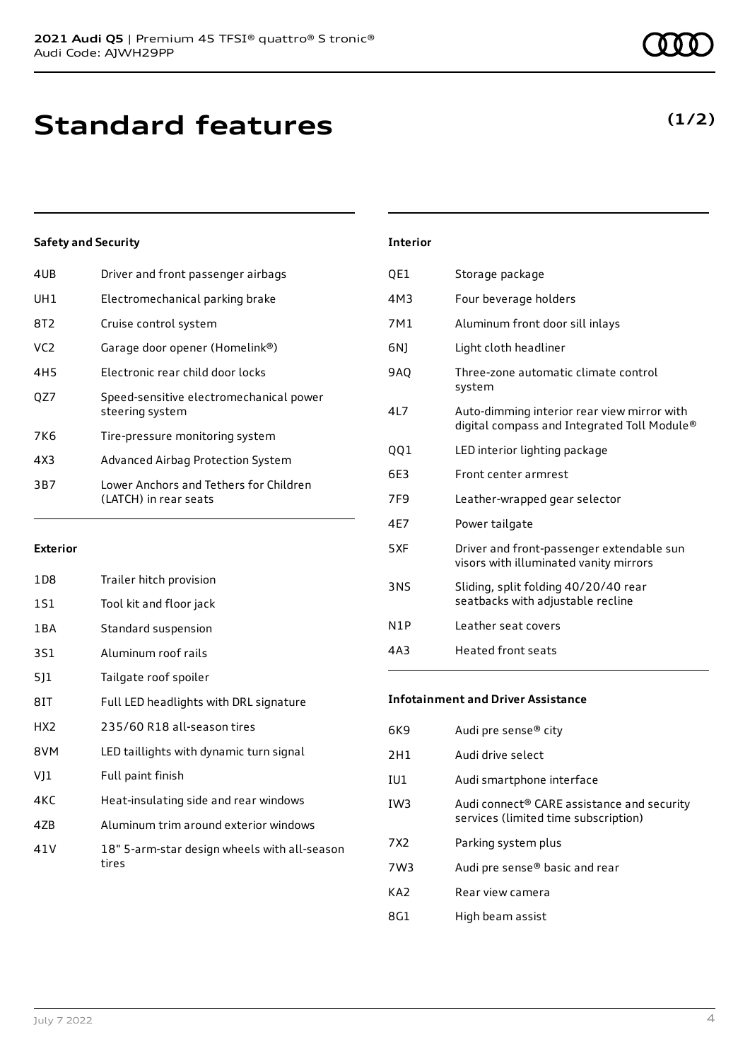# Standard features

**(1/2)**

### Safety and Security

| | |
|---|---|
| 4UB | Driver and front passenger airbags |
| UH1 | Electromechanical parking brake |
| 8T2 | Cruise control system |
| VC2 | Garage door opener (Homelink®) |
| 4H5 | Electronic rear child door locks |
| QZ7 | Speed-sensitive electromechanical power steering system |
| 7K6 | Tire-pressure monitoring system |
| 4X3 | Advanced Airbag Protection System |
| 3B7 | Lower Anchors and Tethers for Children (LATCH) in rear seats |

### Exterior

| | |
|---|---|
| 1D8 | Trailer hitch provision |
| 1S1 | Tool kit and floor jack |
| 1BA | Standard suspension |
| 3S1 | Aluminum roof rails |
| 5J1 | Tailgate roof spoiler |
| 8IT | Full LED headlights with DRL signature |
| HX2 | 235/60 R18 all-season tires |
| 8VM | LED taillights with dynamic turn signal |
| VJ1 | Full paint finish |
| 4KC | Heat-insulating side and rear windows |
| 4ZB | Aluminum trim around exterior windows |
| 41V | 18" 5-arm-star design wheels with all-season tires |

### Interior

| | |
|---|---|
| QE1 | Storage package |
| 4M3 | Four beverage holders |
| 7M1 | Aluminum front door sill inlays |
| 6NJ | Light cloth headliner |
| 9AQ | Three-zone automatic climate control system |
| 4L7 | Auto-dimming interior rear view mirror with digital compass and Integrated Toll Module® |
| QQ1 | LED interior lighting package |
| 6E3 | Front center armrest |
| 7F9 | Leather-wrapped gear selector |
| 4E7 | Power tailgate |
| 5XF | Driver and front-passenger extendable sun visors with illuminated vanity mirrors |
| 3NS | Sliding, split folding 40/20/40 rear seatbacks with adjustable recline |
| N1P | Leather seat covers |
| 4A3 | Heated front seats |

### Infotainment and Driver Assistance

| | |
|---|---|
| 6K9 | Audi pre sense® city |
| 2H1 | Audi drive select |
| IU1 | Audi smartphone interface |
| IW3 | Audi connect® CARE assistance and security services (limited time subscription) |
| 7X2 | Parking system plus |
| 7W3 | Audi pre sense® basic and rear |
| KA2 | Rear view camera |
| 8G1 | High beam assist |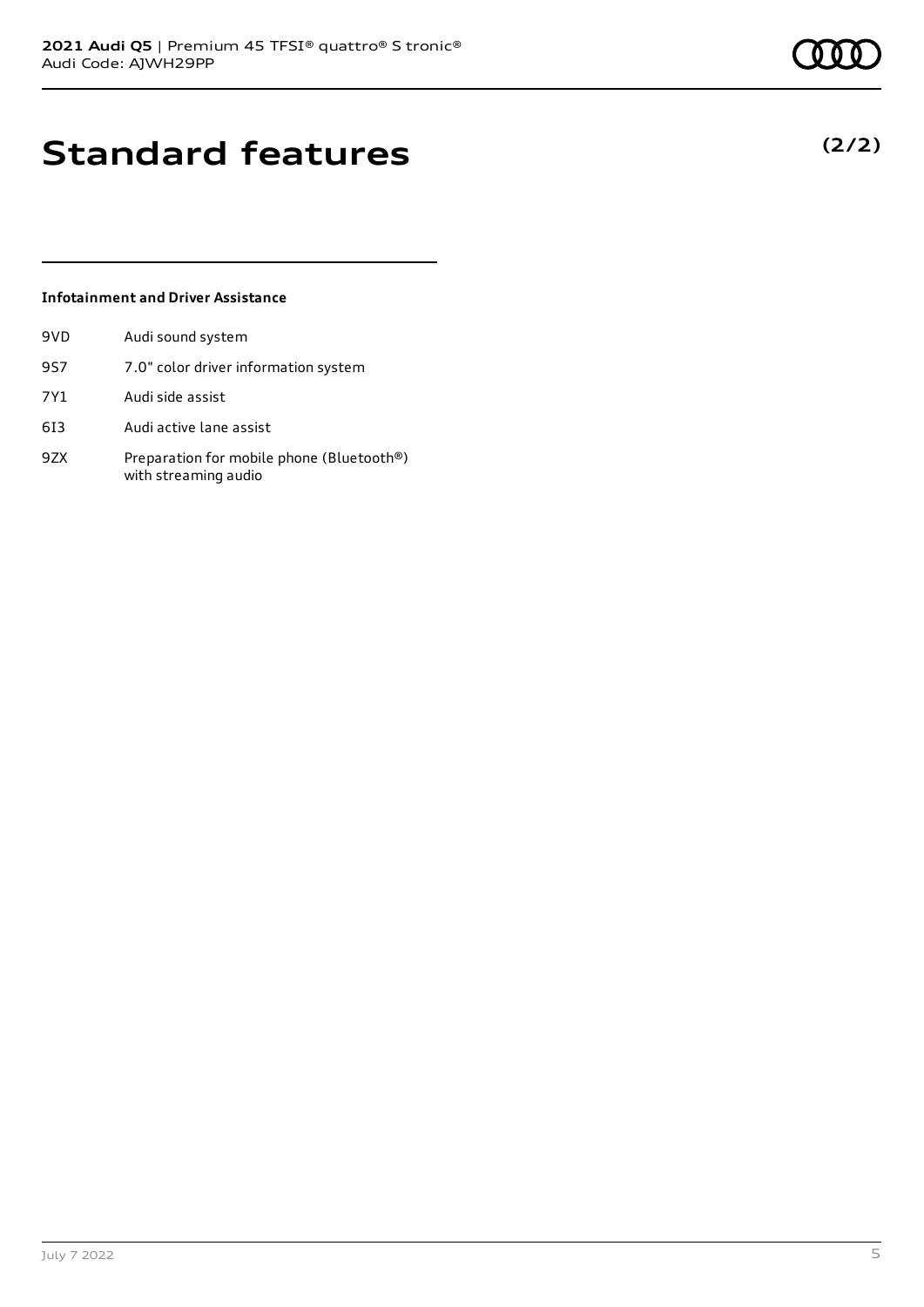# Standard features

**(2/2)**

### Infotainment and Driver Assistance

| | |
|---|---|
| 9VD | Audi sound system |
| 9S7 | 7.0" color driver information system |
| 7Y1 | Audi side assist |
| 6I3 | Audi active lane assist |
| 9ZX | Preparation for mobile phone (Bluetooth®) with streaming audio |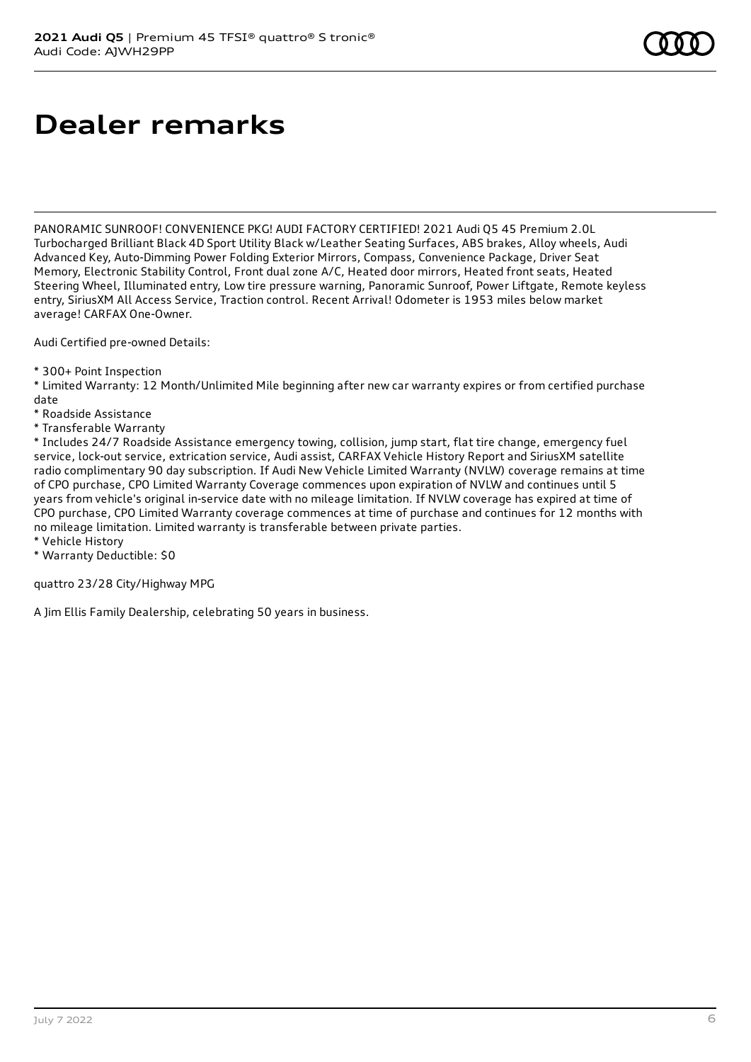# Dealer remarks

PANORAMIC SUNROOF! CONVENIENCE PKG! AUDI FACTORY CERTIFIED! 2021 Audi Q5 45 Premium 2.0L Turbocharged Brilliant Black 4D Sport Utility Black w/Leather Seating Surfaces, ABS brakes, Alloy wheels, Audi Advanced Key, Auto-Dimming Power Folding Exterior Mirrors, Compass, Convenience Package, Driver Seat Memory, Electronic Stability Control, Front dual zone A/C, Heated door mirrors, Heated front seats, Heated Steering Wheel, Illuminated entry, Low tire pressure warning, Panoramic Sunroof, Power Liftgate, Remote keyless entry, SiriusXM All Access Service, Traction control. Recent Arrival! Odometer is 1953 miles below market average! CARFAX One-Owner.

Audi Certified pre-owned Details:

* 300+ Point Inspection
* Limited Warranty: 12 Month/Unlimited Mile beginning after new car warranty expires or from certified purchase date
* Roadside Assistance
* Transferable Warranty
* Includes 24/7 Roadside Assistance emergency towing, collision, jump start, flat tire change, emergency fuel service, lock-out service, extrication service, Audi assist, CARFAX Vehicle History Report and SiriusXM satellite radio complimentary 90 day subscription. If Audi New Vehicle Limited Warranty (NVLW) coverage remains at time of CPO purchase, CPO Limited Warranty Coverage commences upon expiration of NVLW and continues until 5 years from vehicle's original in-service date with no mileage limitation. If NVLW coverage has expired at time of CPO purchase, CPO Limited Warranty coverage commences at time of purchase and continues for 12 months with no mileage limitation. Limited warranty is transferable between private parties.
* Vehicle History
* Warranty Deductible: $0

quattro 23/28 City/Highway MPG

A Jim Ellis Family Dealership, celebrating 50 years in business.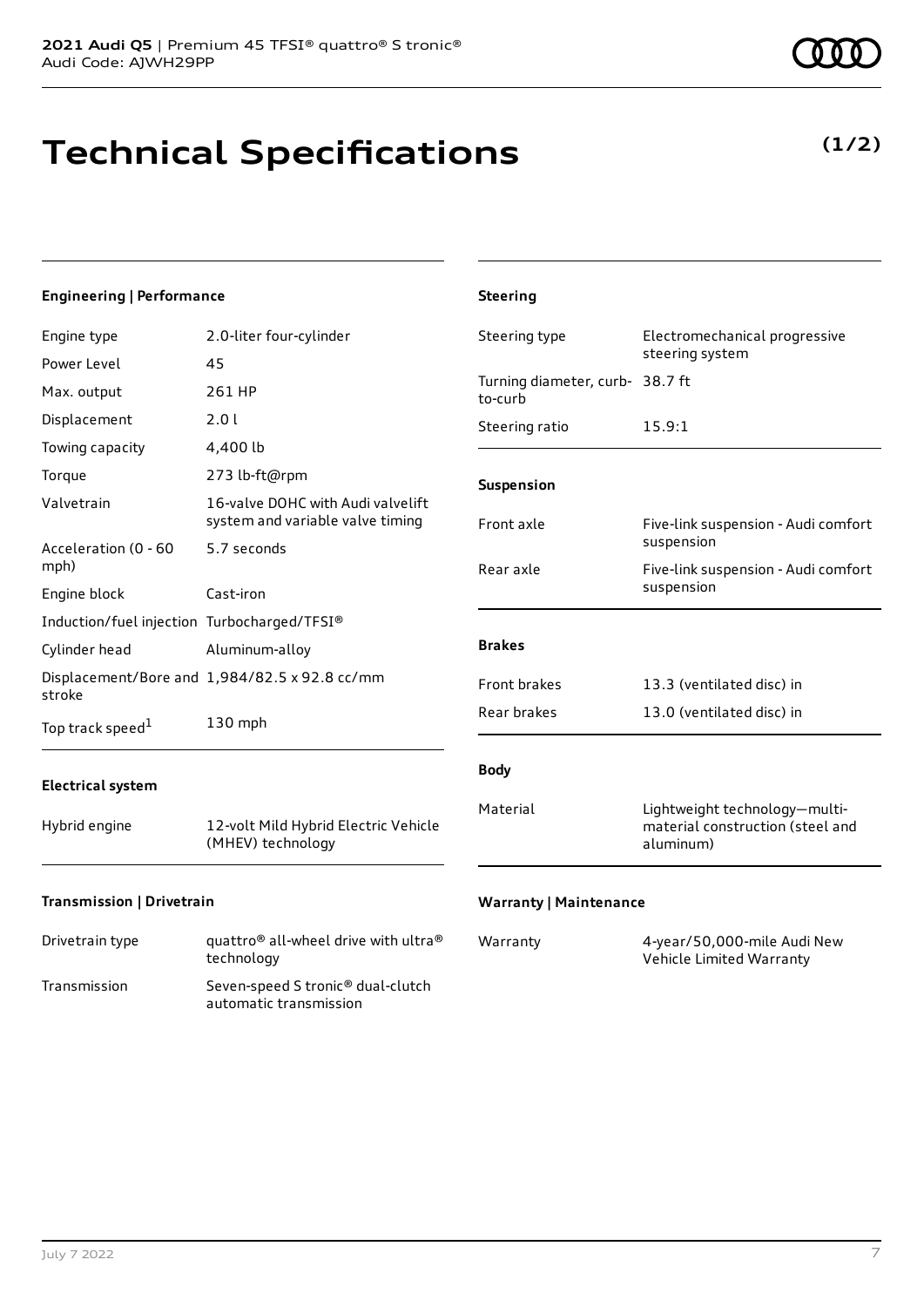# Technical Specifications

**(1/2)**

### Engineering | Performance

| | |
|---|---|
| Engine type | 2.0-liter four-cylinder |
| Power Level | 45 |
| Max. output | 261 HP |
| Displacement | 2.0 l |
| Towing capacity | 4,400 lb |
| Torque | 273 lb-ft@rpm |
| Valvetrain | 16-valve DOHC with Audi valvelift system and variable valve timing |
| Acceleration (0 - 60 mph) | 5.7 seconds |
| Engine block | Cast-iron |
| Induction/fuel injection | Turbocharged/TFSI® |
| Cylinder head | Aluminum-alloy |
| Displacement/Bore and stroke | 1,984/82.5 x 92.8 cc/mm |
| Top track speed[1] | 130 mph |

### Electrical system

| | |
|---|---|
| Hybrid engine | 12-volt Mild Hybrid Electric Vehicle (MHEV) technology |

### Transmission | Drivetrain

| | |
|---|---|
| Drivetrain type | quattro® all-wheel drive with ultra® technology |
| Transmission | Seven-speed S tronic® dual-clutch automatic transmission |

### Steering

| | |
|---|---|
| Steering type | Electromechanical progressive steering system |
| Turning diameter, curb-to-curb | 38.7 ft |
| Steering ratio | 15.9:1 |

### Suspension

| | |
|---|---|
| Front axle | Five-link suspension - Audi comfort suspension |
| Rear axle | Five-link suspension - Audi comfort suspension |

### Brakes

| | |
|---|---|
| Front brakes | 13.3 (ventilated disc) in |
| Rear brakes | 13.0 (ventilated disc) in |

### Body

| | |
|---|---|
| Material | Lightweight technology—multi-material construction (steel and aluminum) |

### Warranty | Maintenance

| | |
|---|---|
| Warranty | 4-year/50,000-mile Audi New Vehicle Limited Warranty |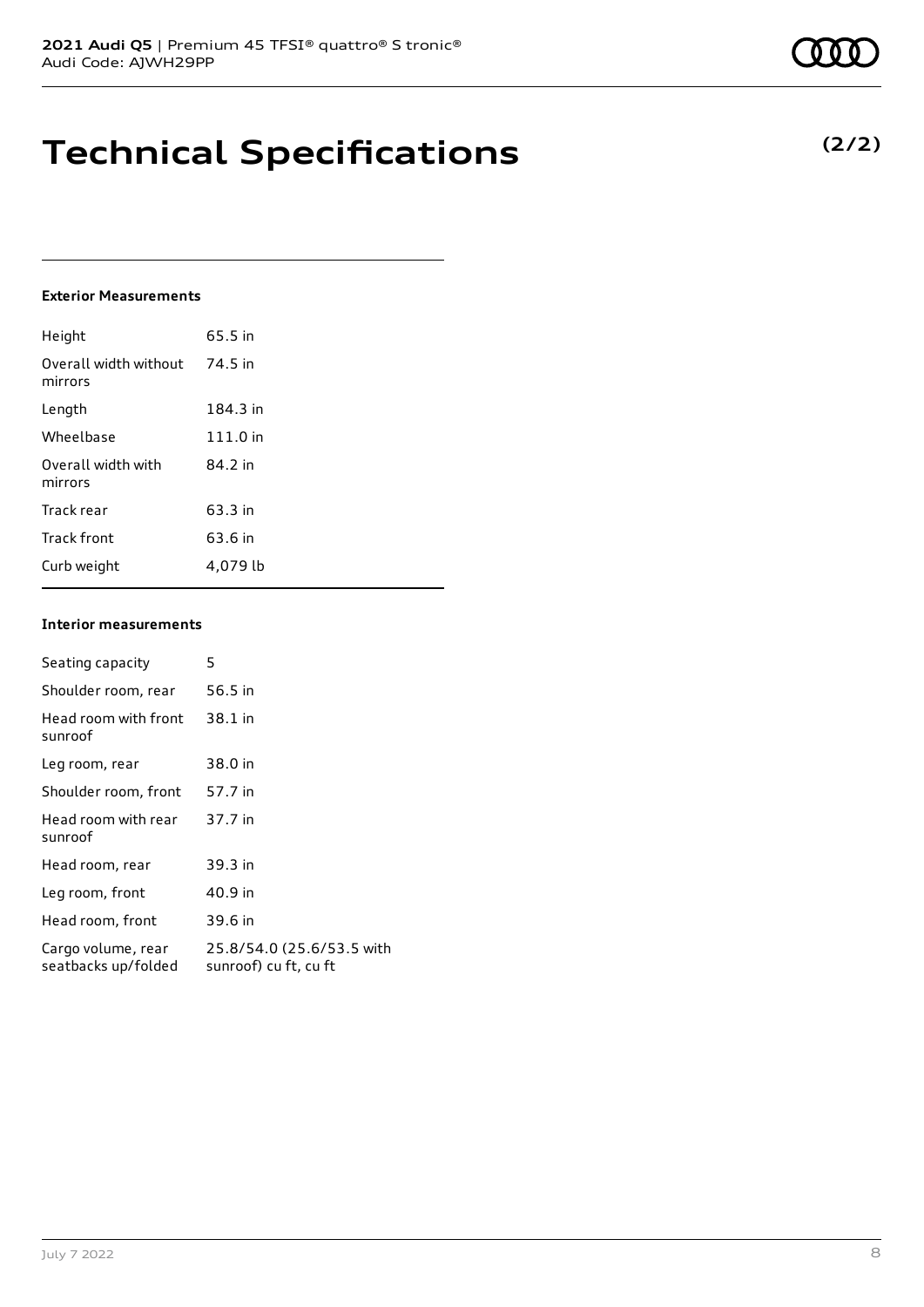# Technical Specifications

**(2/2)**

#### Exterior Measurements

| | |
|---|---|
| Height | 65.5 in |
| Overall width without mirrors | 74.5 in |
| Length | 184.3 in |
| Wheelbase | 111.0 in |
| Overall width with mirrors | 84.2 in |
| Track rear | 63.3 in |
| Track front | 63.6 in |
| Curb weight | 4,079 lb |

#### Interior measurements

| | |
|---|---|
| Seating capacity | 5 |
| Shoulder room, rear | 56.5 in |
| Head room with front sunroof | 38.1 in |
| Leg room, rear | 38.0 in |
| Shoulder room, front | 57.7 in |
| Head room with rear sunroof | 37.7 in |
| Head room, rear | 39.3 in |
| Leg room, front | 40.9 in |
| Head room, front | 39.6 in |
| Cargo volume, rear seatbacks up/folded | 25.8/54.0 (25.6/53.5 with sunroof) cu ft, cu ft |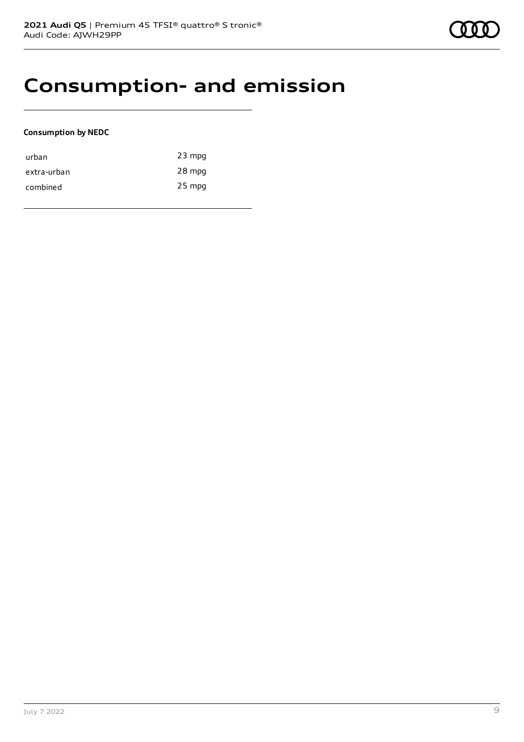# Consumption- and emission

**Consumption by NEDC**

| | |
|---|---|
| urban | 23 mpg |
| extra-urban | 28 mpg |
| combined | 25 mpg |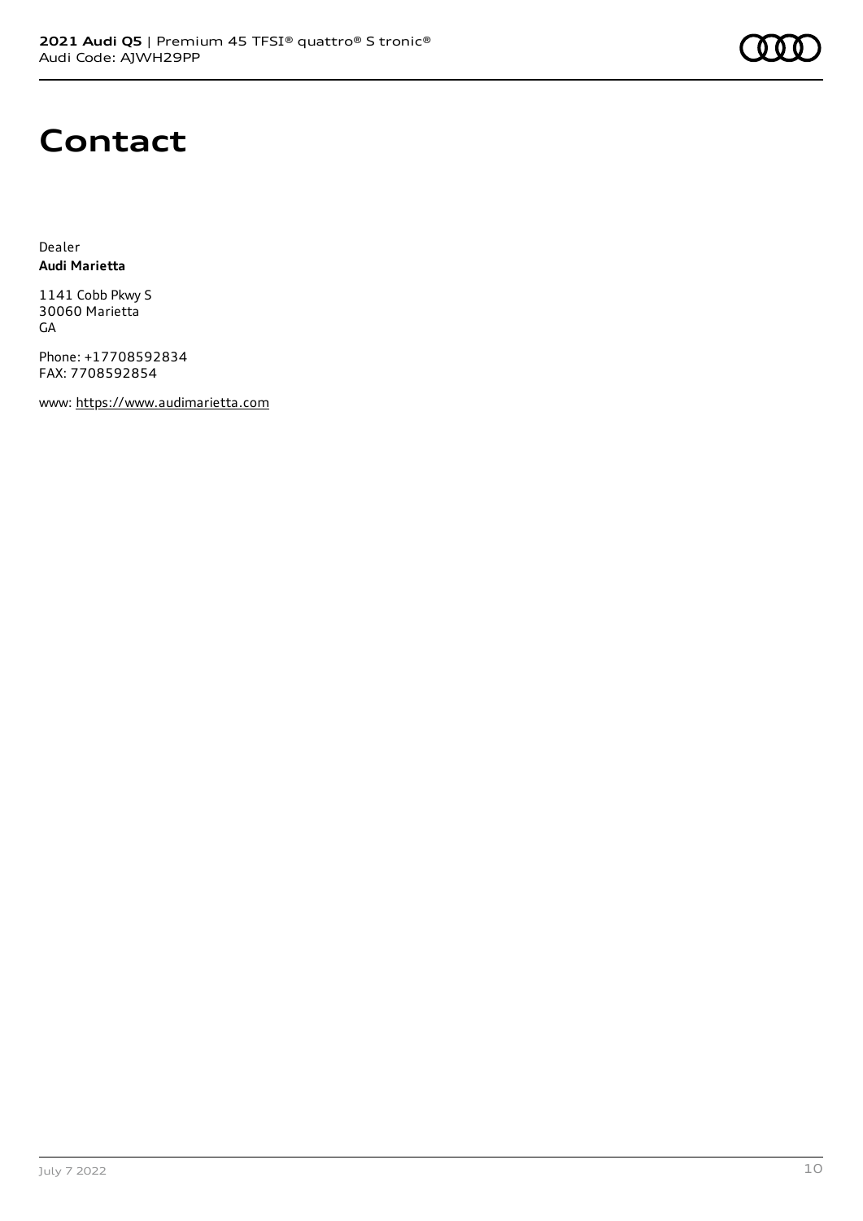# Contact

Dealer
**Audi Marietta**

1141 Cobb Pkwy S
30060 Marietta
GA

Phone: +17708592834
FAX: 7708592854

www: https://www.audimarietta.com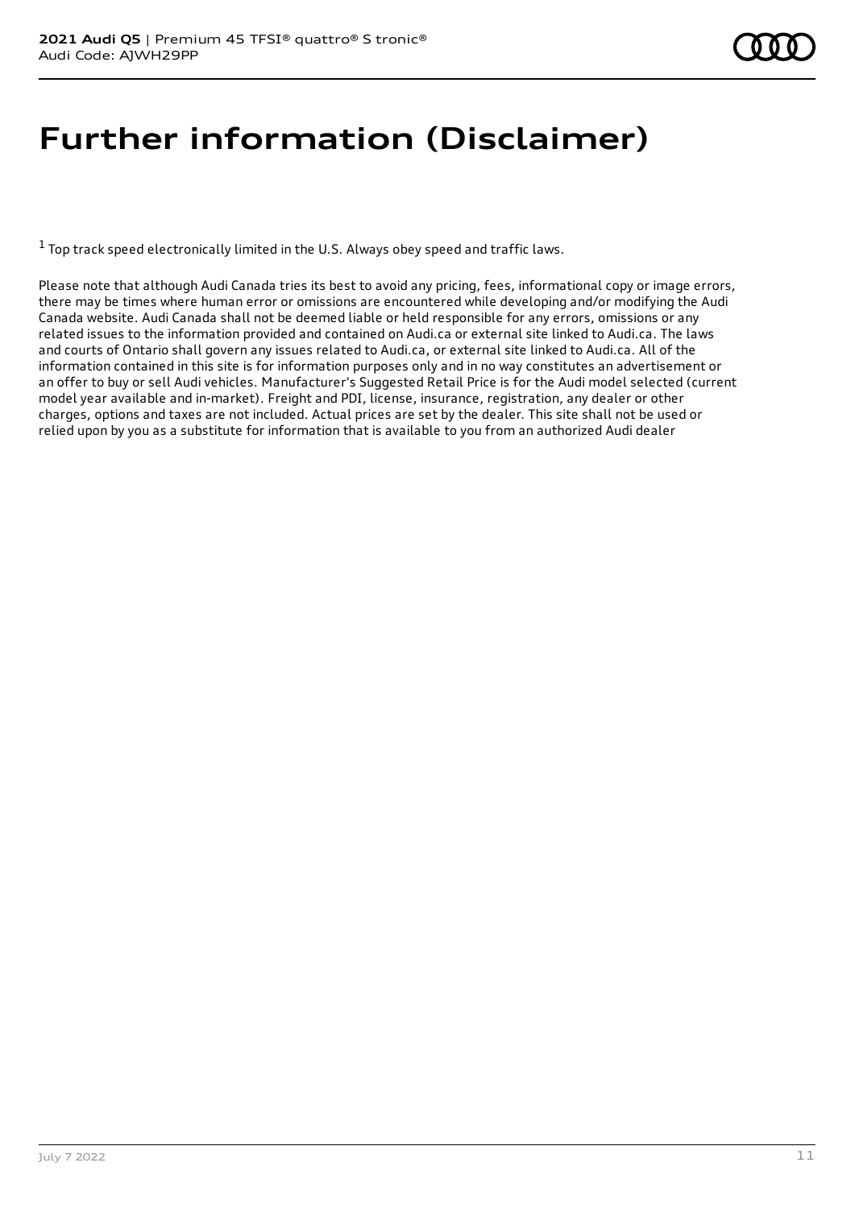# Further information (Disclaimer)

[1] Top track speed electronically limited in the U.S. Always obey speed and traffic laws.

Please note that although Audi Canada tries its best to avoid any pricing, fees, informational copy or image errors, there may be times where human error or omissions are encountered while developing and/or modifying the Audi Canada website. Audi Canada shall not be deemed liable or held responsible for any errors, omissions or any related issues to the information provided and contained on Audi.ca or external site linked to Audi.ca. The laws and courts of Ontario shall govern any issues related to Audi.ca, or external site linked to Audi.ca. All of the information contained in this site is for information purposes only and in no way constitutes an advertisement or an offer to buy or sell Audi vehicles. Manufacturer's Suggested Retail Price is for the Audi model selected (current model year available and in-market). Freight and PDI, license, insurance, registration, any dealer or other charges, options and taxes are not included. Actual prices are set by the dealer. This site shall not be used or relied upon by you as a substitute for information that is available to you from an authorized Audi dealer